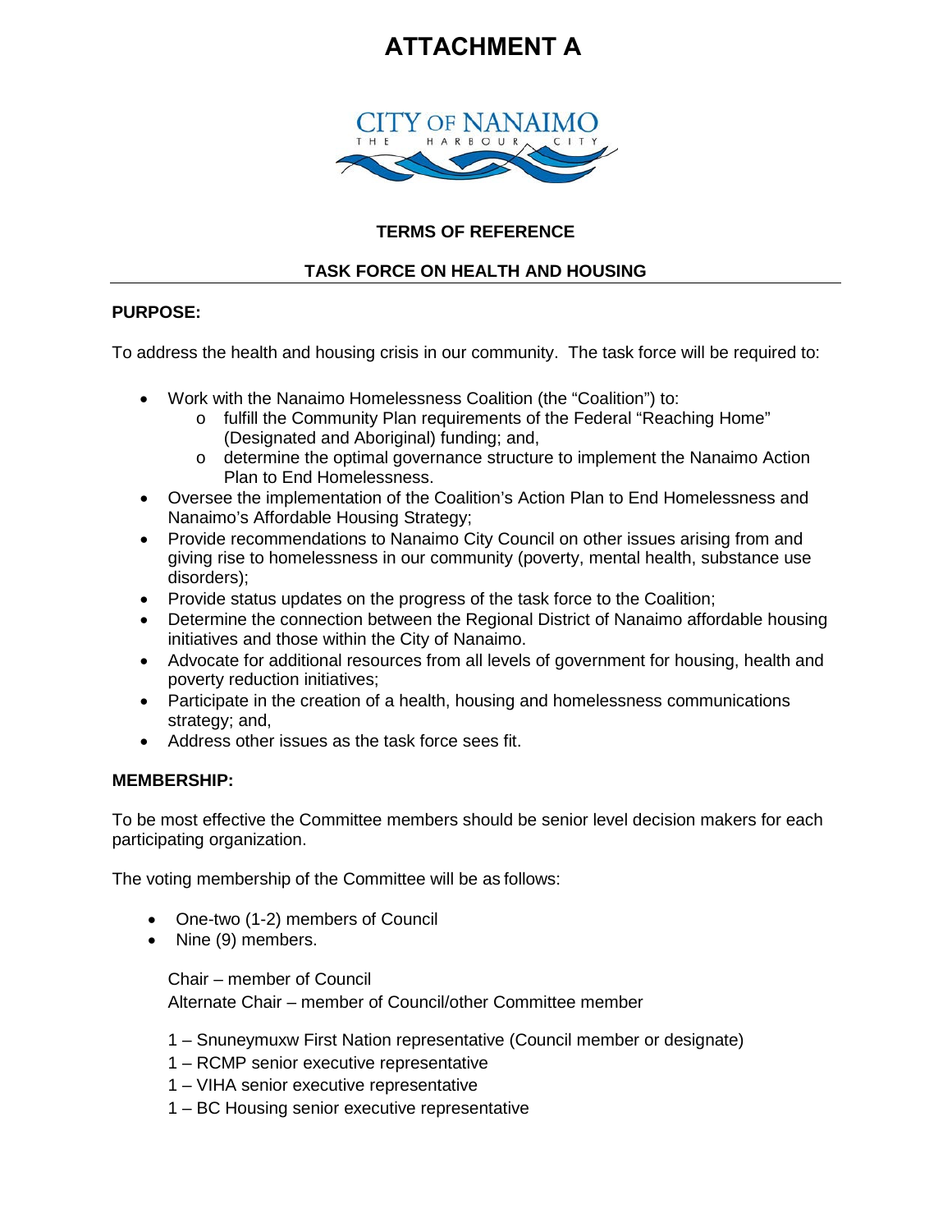# ATTACHMENT A

CITY OF NANAIMO
THE HARBOUR CITY

## TERMS OF REFERENCE

## TASK FORCE ON HEALTH AND HOUSING

**PURPOSE:**

To address the health and housing crisis in our community. The task force will be required to:

- Work with the Nanaimo Homelessness Coalition (the "Coalition") to:
  - fulfill the Community Plan requirements of the Federal "Reaching Home" (Designated and Aboriginal) funding; and,
  - determine the optimal governance structure to implement the Nanaimo Action Plan to End Homelessness.
- Oversee the implementation of the Coalition's Action Plan to End Homelessness and Nanaimo's Affordable Housing Strategy;
- Provide recommendations to Nanaimo City Council on other issues arising from and giving rise to homelessness in our community (poverty, mental health, substance use disorders);
- Provide status updates on the progress of the task force to the Coalition;
- Determine the connection between the Regional District of Nanaimo affordable housing initiatives and those within the City of Nanaimo.
- Advocate for additional resources from all levels of government for housing, health and poverty reduction initiatives;
- Participate in the creation of a health, housing and homelessness communications strategy; and,
- Address other issues as the task force sees fit.

**MEMBERSHIP:**

To be most effective the Committee members should be senior level decision makers for each participating organization.

The voting membership of the Committee will be as follows:

- One-two (1-2) members of Council
- Nine (9) members.

Chair – member of Council
Alternate Chair – member of Council/other Committee member

1 – Snuneymuxw First Nation representative (Council member or designate)
1 – RCMP senior executive representative
1 – VIHA senior executive representative
1 – BC Housing senior executive representative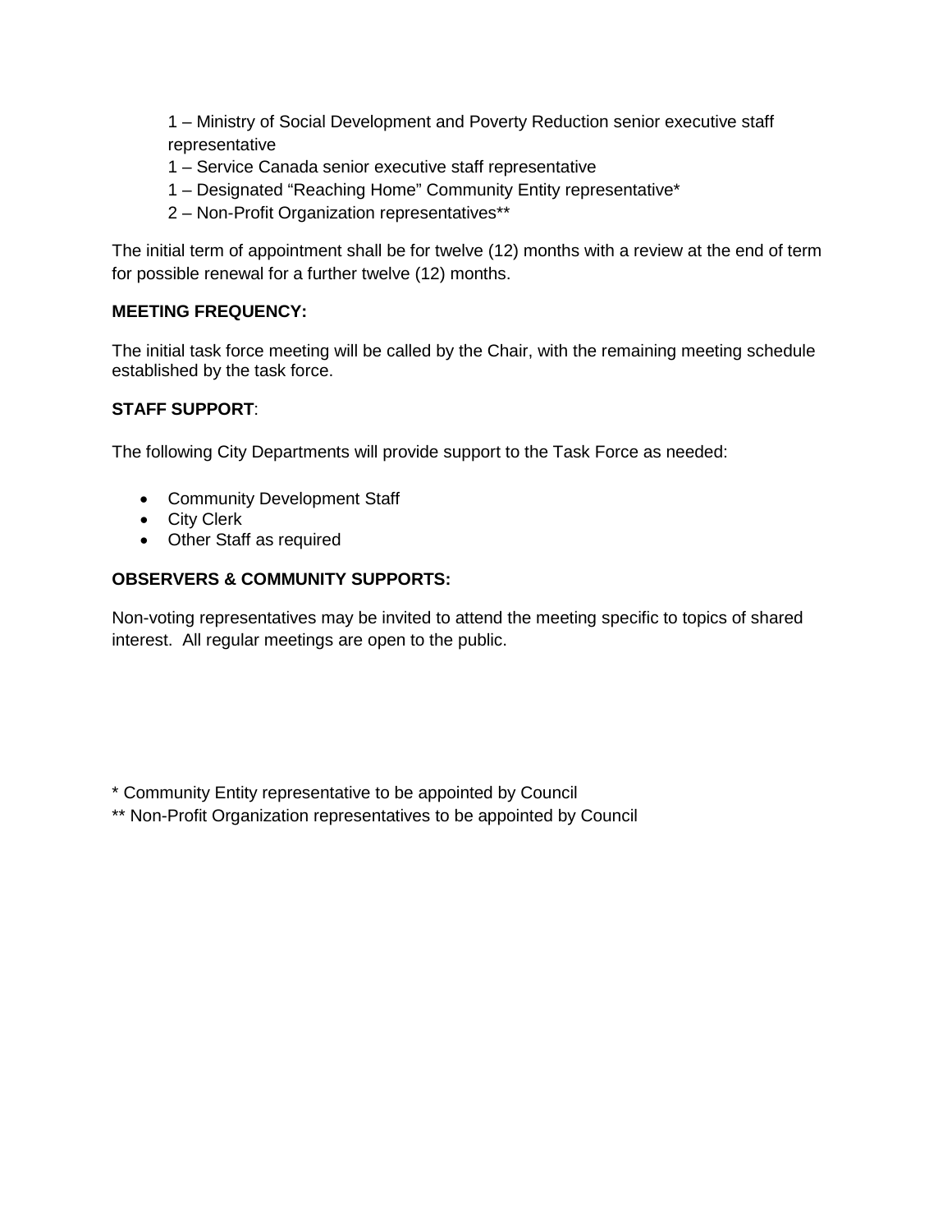1 – Ministry of Social Development and Poverty Reduction senior executive staff representative
1 – Service Canada senior executive staff representative
1 – Designated “Reaching Home” Community Entity representative*
2 – Non-Profit Organization representatives**

The initial term of appointment shall be for twelve (12) months with a review at the end of term for possible renewal for a further twelve (12) months.

**MEETING FREQUENCY:**

The initial task force meeting will be called by the Chair, with the remaining meeting schedule established by the task force.

**STAFF SUPPORT**:

The following City Departments will provide support to the Task Force as needed:

- Community Development Staff
- City Clerk
- Other Staff as required

**OBSERVERS & COMMUNITY SUPPORTS:**

Non-voting representatives may be invited to attend the meeting specific to topics of shared interest. All regular meetings are open to the public.

* Community Entity representative to be appointed by Council
** Non-Profit Organization representatives to be appointed by Council